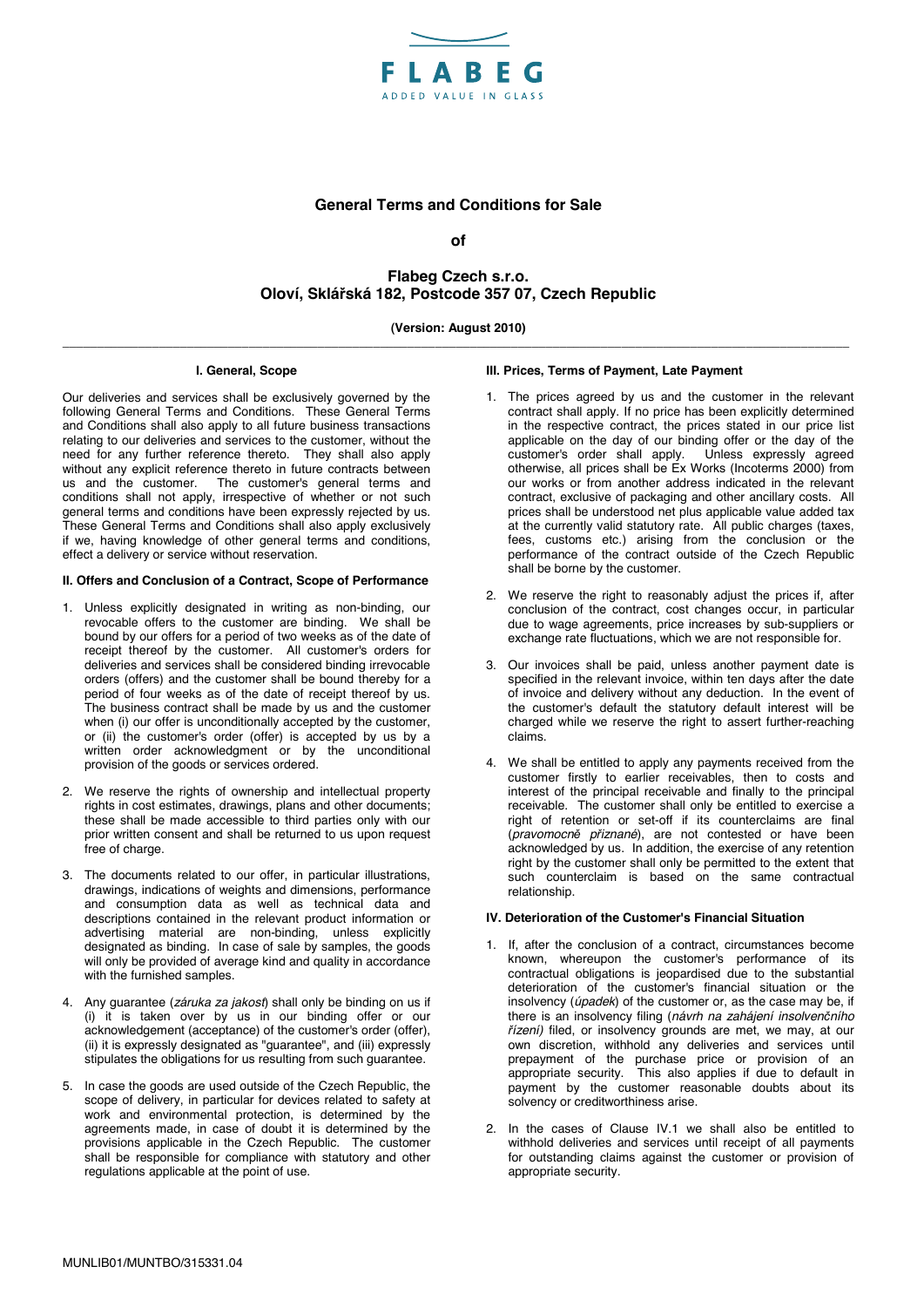FLABEG
ADDED VALUE IN GLASS

# General Terms and Conditions for Sale

**of**

## Flabeg Czech s.r.o.
## Oloví, Sklářská 182, Postcode 357 07, Czech Republic

**(Version: August 2010)**

### I. General, Scope

Our deliveries and services shall be exclusively governed by the following General Terms and Conditions. These General Terms and Conditions shall also apply to all future business transactions relating to our deliveries and services to the customer, without the need for any further reference thereto. They shall also apply without any explicit reference thereto in future contracts between us and the customer. The customer's general terms and conditions shall not apply, irrespective of whether or not such general terms and conditions have been expressly rejected by us. These General Terms and Conditions shall also apply exclusively if we, having knowledge of other general terms and conditions, effect a delivery or service without reservation.

### II. Offers and Conclusion of a Contract, Scope of Performance

1. Unless explicitly designated in writing as non-binding, our revocable offers to the customer are binding. We shall be bound by our offers for a period of two weeks as of the date of receipt thereof by the customer. All customer's orders for deliveries and services shall be considered binding irrevocable orders (offers) and the customer shall be bound thereby for a period of four weeks as of the date of receipt thereof by us. The business contract shall be made by us and the customer when (i) our offer is unconditionally accepted by the customer, or (ii) the customer's order (offer) is accepted by us by a written order acknowledgment or by the unconditional provision of the goods or services ordered.

2. We reserve the rights of ownership and intellectual property rights in cost estimates, drawings, plans and other documents; these shall be made accessible to third parties only with our prior written consent and shall be returned to us upon request free of charge.

3. The documents related to our offer, in particular illustrations, drawings, indications of weights and dimensions, performance and consumption data as well as technical data and descriptions contained in the relevant product information or advertising material are non-binding, unless explicitly designated as binding. In case of sale by samples, the goods will only be provided of average kind and quality in accordance with the furnished samples.

4. Any guarantee (*záruka za jakost*) shall only be binding on us if (i) it is taken over by us in our binding offer or our acknowledgement (acceptance) of the customer's order (offer), (ii) it is expressly designated as "guarantee", and (iii) expressly stipulates the obligations for us resulting from such guarantee.

5. In case the goods are used outside of the Czech Republic, the scope of delivery, in particular for devices related to safety at work and environmental protection, is determined by the agreements made, in case of doubt it is determined by the provisions applicable in the Czech Republic. The customer shall be responsible for compliance with statutory and other regulations applicable at the point of use.

### III. Prices, Terms of Payment, Late Payment

1. The prices agreed by us and the customer in the relevant contract shall apply. If no price has been explicitly determined in the respective contract, the prices stated in our price list applicable on the day of our binding offer or the day of the customer's order shall apply. Unless expressly agreed otherwise, all prices shall be Ex Works (Incoterms 2000) from our works or from another address indicated in the relevant contract, exclusive of packaging and other ancillary costs. All prices shall be understood net plus applicable value added tax at the currently valid statutory rate. All public charges (taxes, fees, customs etc.) arising from the conclusion or the performance of the contract outside of the Czech Republic shall be borne by the customer.

2. We reserve the right to reasonably adjust the prices if, after conclusion of the contract, cost changes occur, in particular due to wage agreements, price increases by sub-suppliers or exchange rate fluctuations, which we are not responsible for.

3. Our invoices shall be paid, unless another payment date is specified in the relevant invoice, within ten days after the date of invoice and delivery without any deduction. In the event of the customer's default the statutory default interest will be charged while we reserve the right to assert further-reaching claims.

4. We shall be entitled to apply any payments received from the customer firstly to earlier receivables, then to costs and interest of the principal receivable and finally to the principal receivable. The customer shall only be entitled to exercise a right of retention or set-off if its counterclaims are final (*pravomocně přiznané*), are not contested or have been acknowledged by us. In addition, the exercise of any retention right by the customer shall only be permitted to the extent that such counterclaim is based on the same contractual relationship.

### IV. Deterioration of the Customer's Financial Situation

1. If, after the conclusion of a contract, circumstances become known, whereupon the customer's performance of its contractual obligations is jeopardised due to the substantial deterioration of the customer's financial situation or the insolvency (*úpadek*) of the customer or, as the case may be, if there is an insolvency filing (*návrh na zahájení insolvenčního řízení)* filed, or insolvency grounds are met, we may, at our own discretion, withhold any deliveries and services until prepayment of the purchase price or provision of an appropriate security. This also applies if due to default in payment by the customer reasonable doubts about its solvency or creditworthiness arise.

2. In the cases of Clause IV.1 we shall also be entitled to withhold deliveries and services until receipt of all payments for outstanding claims against the customer or provision of appropriate security.

MUNLIB01/MUNTBO/315331.04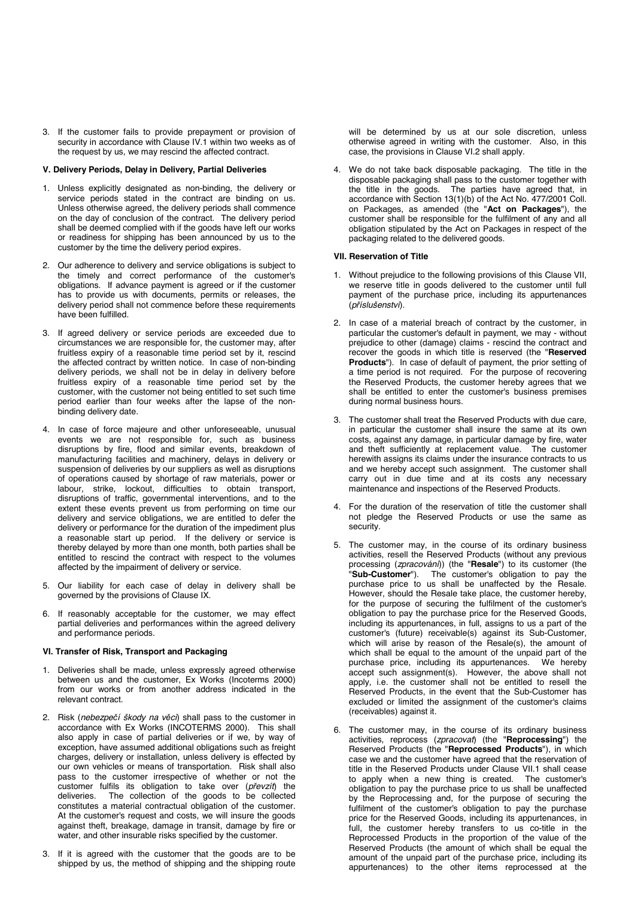3. If the customer fails to provide prepayment or provision of security in accordance with Clause IV.1 within two weeks as of the request by us, we may rescind the affected contract.

**V. Delivery Periods, Delay in Delivery, Partial Deliveries**

1. Unless explicitly designated as non-binding, the delivery or service periods stated in the contract are binding on us. Unless otherwise agreed, the delivery periods shall commence on the day of conclusion of the contract. The delivery period shall be deemed complied with if the goods have left our works or readiness for shipping has been announced by us to the customer by the time the delivery period expires.

2. Our adherence to delivery and service obligations is subject to the timely and correct performance of the customer's obligations. If advance payment is agreed or if the customer has to provide us with documents, permits or releases, the delivery period shall not commence before these requirements have been fulfilled.

3. If agreed delivery or service periods are exceeded due to circumstances we are responsible for, the customer may, after fruitless expiry of a reasonable time period set by it, rescind the affected contract by written notice. In case of non-binding delivery periods, we shall not be in delay in delivery before fruitless expiry of a reasonable time period set by the customer, with the customer not being entitled to set such time period earlier than four weeks after the lapse of the non-binding delivery date.

4. In case of force majeure and other unforeseeable, unusual events we are not responsible for, such as business disruptions by fire, flood and similar events, breakdown of manufacturing facilities and machinery, delays in delivery or suspension of deliveries by our suppliers as well as disruptions of operations caused by shortage of raw materials, power or labour, strike, lockout, difficulties to obtain transport, disruptions of traffic, governmental interventions, and to the extent these events prevent us from performing on time our delivery and service obligations, we are entitled to defer the delivery or performance for the duration of the impediment plus a reasonable start up period. If the delivery or service is thereby delayed by more than one month, both parties shall be entitled to rescind the contract with respect to the volumes affected by the impairment of delivery or service.

5. Our liability for each case of delay in delivery shall be governed by the provisions of Clause IX.

6. If reasonably acceptable for the customer, we may effect partial deliveries and performances within the agreed delivery and performance periods.

**VI. Transfer of Risk, Transport and Packaging**

1. Deliveries shall be made, unless expressly agreed otherwise between us and the customer, Ex Works (Incoterms 2000) from our works or from another address indicated in the relevant contract.

2. Risk (*nebezpečí škody na věci*) shall pass to the customer in accordance with Ex Works (INCOTERMS 2000). This shall also apply in case of partial deliveries or if we, by way of exception, have assumed additional obligations such as freight charges, delivery or installation, unless delivery is effected by our own vehicles or means of transportation. Risk shall also pass to the customer irrespective of whether or not the customer fulfils its obligation to take over (*převzít*) the deliveries. The collection of the goods to be collected constitutes a material contractual obligation of the customer. At the customer's request and costs, we will insure the goods against theft, breakage, damage in transit, damage by fire or water, and other insurable risks specified by the customer.

3. If it is agreed with the customer that the goods are to be shipped by us, the method of shipping and the shipping route will be determined by us at our sole discretion, unless otherwise agreed in writing with the customer. Also, in this case, the provisions in Clause VI.2 shall apply.

4. We do not take back disposable packaging. The title in the disposable packaging shall pass to the customer together with the title in the goods. The parties have agreed that, in accordance with Section 13(1)(b) of the Act No. 477/2001 Coll. on Packages, as amended (the "**Act on Packages**"), the customer shall be responsible for the fulfilment of any and all obligation stipulated by the Act on Packages in respect of the packaging related to the delivered goods.

**VII. Reservation of Title**

1. Without prejudice to the following provisions of this Clause VII, we reserve title in goods delivered to the customer until full payment of the purchase price, including its appurtenances (*příslušenství*).

2. In case of a material breach of contract by the customer, in particular the customer's default in payment, we may - without prejudice to other (damage) claims - rescind the contract and recover the goods in which title is reserved (the "**Reserved Products**"). In case of default of payment, the prior setting of a time period is not required. For the purpose of recovering the Reserved Products, the customer hereby agrees that we shall be entitled to enter the customer's business premises during normal business hours.

3. The customer shall treat the Reserved Products with due care, in particular the customer shall insure the same at its own costs, against any damage, in particular damage by fire, water and theft sufficiently at replacement value. The customer herewith assigns its claims under the insurance contracts to us and we hereby accept such assignment. The customer shall carry out in due time and at its costs any necessary maintenance and inspections of the Reserved Products.

4. For the duration of the reservation of title the customer shall not pledge the Reserved Products or use the same as security.

5. The customer may, in the course of its ordinary business activities, resell the Reserved Products (without any previous processing (*zpracování*)) (the "**Resale**") to its customer (the "**Sub-Customer**"). The customer's obligation to pay the purchase price to us shall be unaffected by the Resale. However, should the Resale take place, the customer hereby, for the purpose of securing the fulfilment of the customer's obligation to pay the purchase price for the Reserved Goods, including its appurtenances, in full, assigns to us a part of the customer's (future) receivable(s) against its Sub-Customer, which will arise by reason of the Resale(s), the amount of which shall be equal to the amount of the unpaid part of the purchase price, including its appurtenances. We hereby accept such assignment(s). However, the above shall not apply, i.e. the customer shall not be entitled to resell the Reserved Products, in the event that the Sub-Customer has excluded or limited the assignment of the customer's claims (receivables) against it.

6. The customer may, in the course of its ordinary business activities, reprocess (*zpracovat*) (the "**Reprocessing**") the Reserved Products (the "**Reprocessed Products**"), in which case we and the customer have agreed that the reservation of title in the Reserved Products under Clause VII.1 shall cease to apply when a new thing is created. The customer's obligation to pay the purchase price to us shall be unaffected by the Reprocessing and, for the purpose of securing the fulfilment of the customer's obligation to pay the purchase price for the Reserved Goods, including its appurtenances, in full, the customer hereby transfers to us co-title in the Reprocessed Products in the proportion of the value of the Reserved Products (the amount of which shall be equal the amount of the unpaid part of the purchase price, including its appurtenances) to the other items reprocessed at the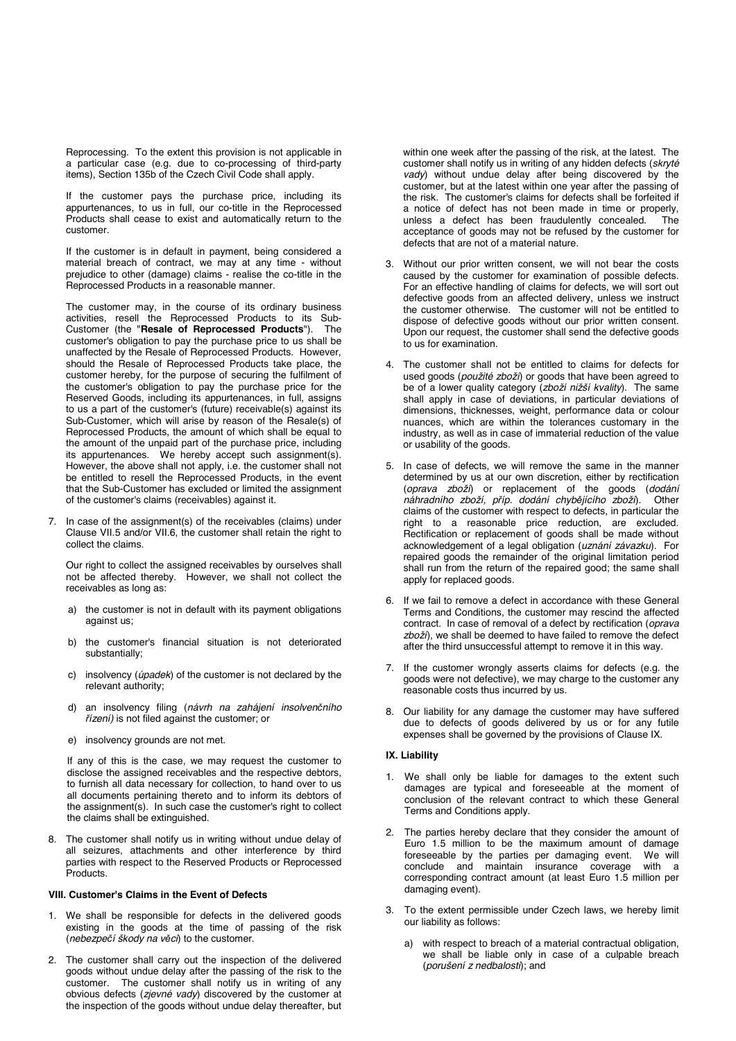Reprocessing. To the extent this provision is not applicable in a particular case (e.g. due to co-processing of third-party items), Section 135b of the Czech Civil Code shall apply.

If the customer pays the purchase price, including its appurtenances, to us in full, our co-title in the Reprocessed Products shall cease to exist and automatically return to the customer.

If the customer is in default in payment, being considered a material breach of contract, we may at any time - without prejudice to other (damage) claims - realise the co-title in the Reprocessed Products in a reasonable manner.

The customer may, in the course of its ordinary business activities, resell the Reprocessed Products to its Sub-Customer (the "**Resale of Reprocessed Products**"). The customer's obligation to pay the purchase price to us shall be unaffected by the Resale of Reprocessed Products. However, should the Resale of Reprocessed Products take place, the customer hereby, for the purpose of securing the fulfilment of the customer's obligation to pay the purchase price for the Reserved Goods, including its appurtenances, in full, assigns to us a part of the customer's (future) receivable(s) against its Sub-Customer, which will arise by reason of the Resale(s) of Reprocessed Products, the amount of which shall be equal to the amount of the unpaid part of the purchase price, including its appurtenances. We hereby accept such assignment(s). However, the above shall not apply, i.e. the customer shall not be entitled to resell the Reprocessed Products, in the event that the Sub-Customer has excluded or limited the assignment of the customer's claims (receivables) against it.

7. In case of the assignment(s) of the receivables (claims) under Clause VII.5 and/or VII.6, the customer shall retain the right to collect the claims.

   Our right to collect the assigned receivables by ourselves shall not be affected thereby. However, we shall not collect the receivables as long as:

   a) the customer is not in default with its payment obligations against us;

   b) the customer's financial situation is not deteriorated substantially;

   c) insolvency (*úpadek*) of the customer is not declared by the relevant authority;

   d) an insolvency filing (*návrh na zahájení insolvenčního řízení)* is not filed against the customer; or

   e) insolvency grounds are not met.

   If any of this is the case, we may request the customer to disclose the assigned receivables and the respective debtors, to furnish all data necessary for collection, to hand over to us all documents pertaining thereto and to inform its debtors of the assignment(s). In such case the customer's right to collect the claims shall be extinguished.

8. The customer shall notify us in writing without undue delay of all seizures, attachments and other interference by third parties with respect to the Reserved Products or Reprocessed Products.

**VIII. Customer's Claims in the Event of Defects**

1. We shall be responsible for defects in the delivered goods existing in the goods at the time of passing of the risk (*nebezpečí škody na věci*) to the customer.

2. The customer shall carry out the inspection of the delivered goods without undue delay after the passing of the risk to the customer. The customer shall notify us in writing of any obvious defects (*zjevné vady*) discovered by the customer at the inspection of the goods without undue delay thereafter, but within one week after the passing of the risk, at the latest. The customer shall notify us in writing of any hidden defects (*skryté vady*) without undue delay after being discovered by the customer, but at the latest within one year after the passing of the risk. The customer's claims for defects shall be forfeited if a notice of defect has not been made in time or properly, unless a defect has been fraudulently concealed. The acceptance of goods may not be refused by the customer for defects that are not of a material nature.

3. Without our prior written consent, we will not bear the costs caused by the customer for examination of possible defects. For an effective handling of claims for defects, we will sort out defective goods from an affected delivery, unless we instruct the customer otherwise. The customer will not be entitled to dispose of defective goods without our prior written consent. Upon our request, the customer shall send the defective goods to us for examination.

4. The customer shall not be entitled to claims for defects for used goods (*použité zboží*) or goods that have been agreed to be of a lower quality category (*zboží nižší kvality*). The same shall apply in case of deviations, in particular deviations of dimensions, thicknesses, weight, performance data or colour nuances, which are within the tolerances customary in the industry, as well as in case of immaterial reduction of the value or usability of the goods.

5. In case of defects, we will remove the same in the manner determined by us at our own discretion, either by rectification (*oprava zboží*) or replacement of the goods (*dodání náhradního zboží, příp. dodání chybějícího zboží*). Other claims of the customer with respect to defects, in particular the right to a reasonable price reduction, are excluded. Rectification or replacement of goods shall be made without acknowledgement of a legal obligation (*uznání závazku*). For repaired goods the remainder of the original limitation period shall run from the return of the repaired good; the same shall apply for replaced goods.

6. If we fail to remove a defect in accordance with these General Terms and Conditions, the customer may rescind the affected contract. In case of removal of a defect by rectification (*oprava zboží*), we shall be deemed to have failed to remove the defect after the third unsuccessful attempt to remove it in this way.

7. If the customer wrongly asserts claims for defects (e.g. the goods were not defective), we may charge to the customer any reasonable costs thus incurred by us.

8. Our liability for any damage the customer may have suffered due to defects of goods delivered by us or for any futile expenses shall be governed by the provisions of Clause IX.

**IX. Liability**

1. We shall only be liable for damages to the extent such damages are typical and foreseeable at the moment of conclusion of the relevant contract to which these General Terms and Conditions apply.

2. The parties hereby declare that they consider the amount of Euro 1.5 million to be the maximum amount of damage foreseeable by the parties per damaging event. We will conclude and maintain insurance coverage with a corresponding contract amount (at least Euro 1.5 million per damaging event).

3. To the extent permissible under Czech laws, we hereby limit our liability as follows:

   a) with respect to breach of a material contractual obligation, we shall be liable only in case of a culpable breach (*porušení z nedbalosti*); and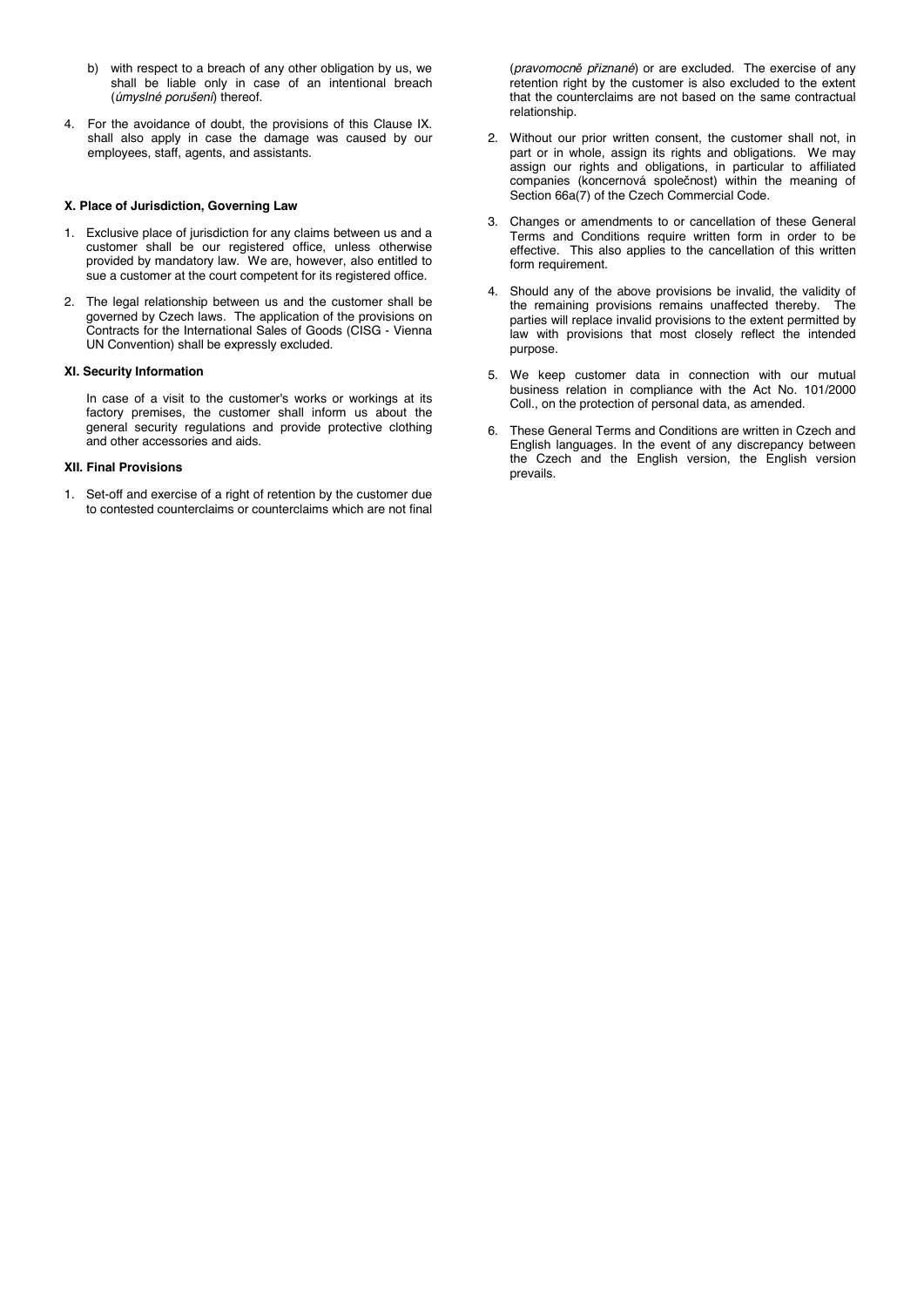b) with respect to a breach of any other obligation by us, we shall be liable only in case of an intentional breach (*úmyslné porušení*) thereof.

4. For the avoidance of doubt, the provisions of this Clause IX. shall also apply in case the damage was caused by our employees, staff, agents, and assistants.

### X. Place of Jurisdiction, Governing Law

1. Exclusive place of jurisdiction for any claims between us and a customer shall be our registered office, unless otherwise provided by mandatory law. We are, however, also entitled to sue a customer at the court competent for its registered office.

2. The legal relationship between us and the customer shall be governed by Czech laws. The application of the provisions on Contracts for the International Sales of Goods (CISG - Vienna UN Convention) shall be expressly excluded.

### XI. Security Information

In case of a visit to the customer's works or workings at its factory premises, the customer shall inform us about the general security regulations and provide protective clothing and other accessories and aids.

### XII. Final Provisions

1. Set-off and exercise of a right of retention by the customer due to contested counterclaims or counterclaims which are not final (*pravomocně přiznané*) or are excluded. The exercise of any retention right by the customer is also excluded to the extent that the counterclaims are not based on the same contractual relationship.

2. Without our prior written consent, the customer shall not, in part or in whole, assign its rights and obligations. We may assign our rights and obligations, in particular to affiliated companies (koncernová společnost) within the meaning of Section 66a(7) of the Czech Commercial Code.

3. Changes or amendments to or cancellation of these General Terms and Conditions require written form in order to be effective. This also applies to the cancellation of this written form requirement.

4. Should any of the above provisions be invalid, the validity of the remaining provisions remains unaffected thereby. The parties will replace invalid provisions to the extent permitted by law with provisions that most closely reflect the intended purpose.

5. We keep customer data in connection with our mutual business relation in compliance with the Act No. 101/2000 Coll., on the protection of personal data, as amended.

6. These General Terms and Conditions are written in Czech and English languages. In the event of any discrepancy between the Czech and the English version, the English version prevails.